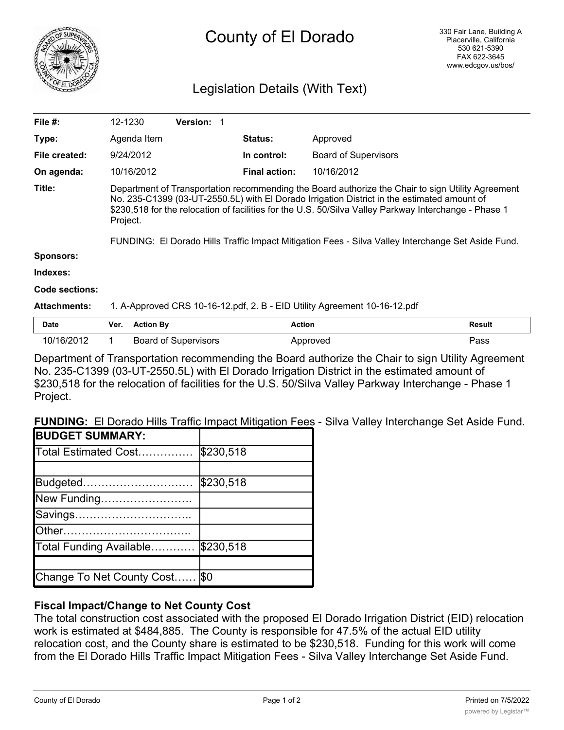# County of El Dorado

330 Fair Lane, Building A
Placerville, California
530 621-5390
FAX 622-3645
www.edcgov.us/bos/

## Legislation Details (With Text)

| | | | |
|---|---|---|---|
| **File #:** | 12-1230 **Version:** 1 | | |
| **Type:** | Agenda Item | **Status:** | Approved |
| **File created:** | 9/24/2012 | **In control:** | Board of Supervisors |
| **On agenda:** | 10/16/2012 | **Final action:** | 10/16/2012 |

**Title:** Department of Transportation recommending the Board authorize the Chair to sign Utility Agreement No. 235-C1399 (03-UT-2550.5L) with El Dorado Irrigation District in the estimated amount of $230,518 for the relocation of facilities for the U.S. 50/Silva Valley Parkway Interchange - Phase 1 Project.

FUNDING: El Dorado Hills Traffic Impact Mitigation Fees - Silva Valley Interchange Set Aside Fund.

**Sponsors:**

**Indexes:**

**Code sections:**

**Attachments:** 1. A-Approved CRS 10-16-12.pdf, 2. B - EID Utility Agreement 10-16-12.pdf

| Date | Ver. | Action By | Action | Result |
|---|---|---|---|---|
| 10/16/2012 | 1 | Board of Supervisors | Approved | Pass |

Department of Transportation recommending the Board authorize the Chair to sign Utility Agreement No. 235-C1399 (03-UT-2550.5L) with El Dorado Irrigation District in the estimated amount of $230,518 for the relocation of facilities for the U.S. 50/Silva Valley Parkway Interchange - Phase 1 Project.

**FUNDING:** El Dorado Hills Traffic Impact Mitigation Fees - Silva Valley Interchange Set Aside Fund.

| **BUDGET SUMMARY:** | |
|---|---|
| Total Estimated Cost…………… | $230,518 |
| | |
| Budgeted………………………… | $230,518 |
| New Funding……………………. | |
| Savings………………………….. | |
| Other…………………………….. | |
| Total Funding Available………… | $230,518 |
| | |
| Change To Net County Cost…… | $0 |

### Fiscal Impact/Change to Net County Cost

The total construction cost associated with the proposed El Dorado Irrigation District (EID) relocation work is estimated at $484,885. The County is responsible for 47.5% of the actual EID utility relocation cost, and the County share is estimated to be $230,518. Funding for this work will come from the El Dorado Hills Traffic Impact Mitigation Fees - Silva Valley Interchange Set Aside Fund.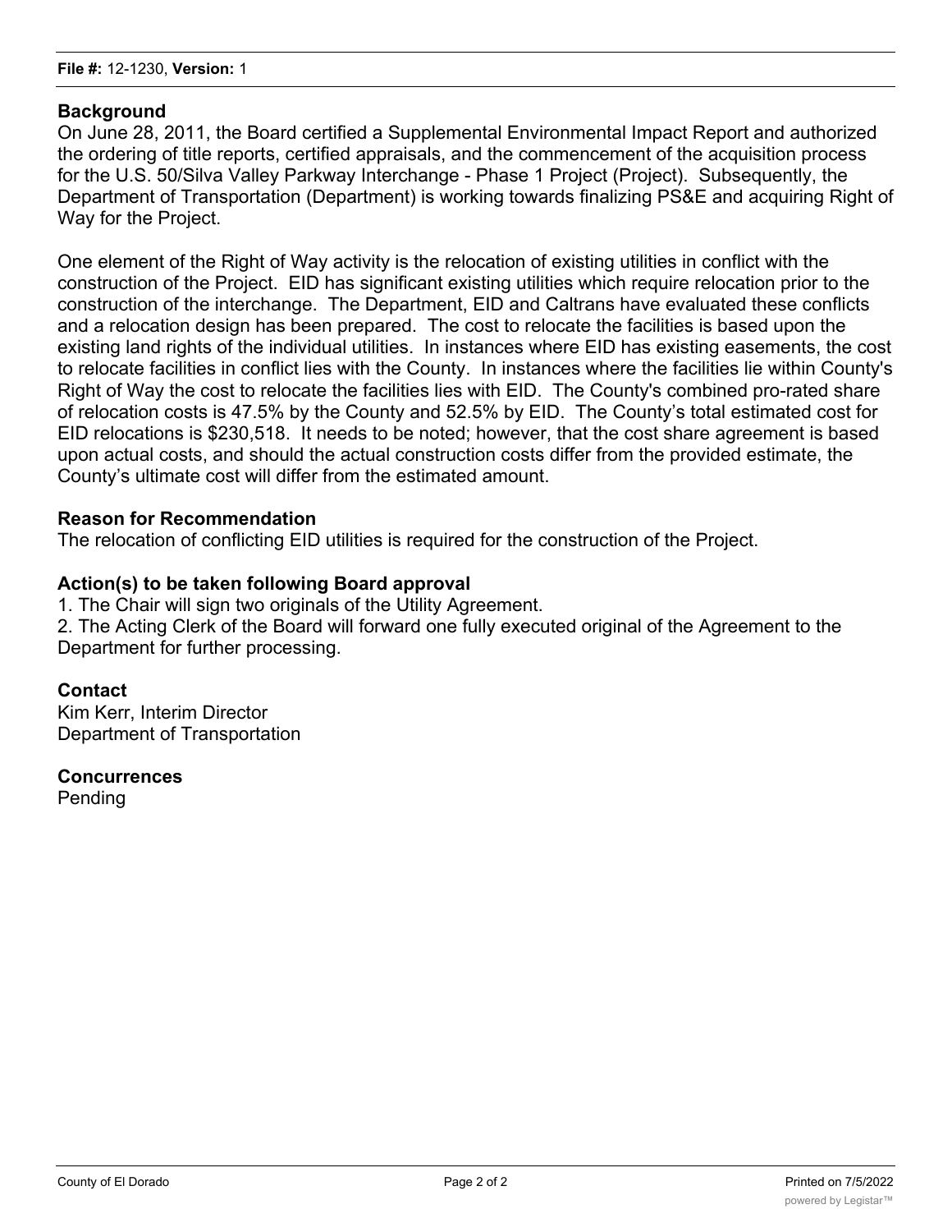## Background

On June 28, 2011, the Board certified a Supplemental Environmental Impact Report and authorized the ordering of title reports, certified appraisals, and the commencement of the acquisition process for the U.S. 50/Silva Valley Parkway Interchange - Phase 1 Project (Project). Subsequently, the Department of Transportation (Department) is working towards finalizing PS&E and acquiring Right of Way for the Project.

One element of the Right of Way activity is the relocation of existing utilities in conflict with the construction of the Project. EID has significant existing utilities which require relocation prior to the construction of the interchange. The Department, EID and Caltrans have evaluated these conflicts and a relocation design has been prepared. The cost to relocate the facilities is based upon the existing land rights of the individual utilities. In instances where EID has existing easements, the cost to relocate facilities in conflict lies with the County. In instances where the facilities lie within County's Right of Way the cost to relocate the facilities lies with EID. The County's combined pro-rated share of relocation costs is 47.5% by the County and 52.5% by EID. The County's total estimated cost for EID relocations is $230,518. It needs to be noted; however, that the cost share agreement is based upon actual costs, and should the actual construction costs differ from the provided estimate, the County's ultimate cost will differ from the estimated amount.

## Reason for Recommendation

The relocation of conflicting EID utilities is required for the construction of the Project.

## Action(s) to be taken following Board approval

1. The Chair will sign two originals of the Utility Agreement.
2. The Acting Clerk of the Board will forward one fully executed original of the Agreement to the Department for further processing.

## Contact

Kim Kerr, Interim Director
Department of Transportation

## Concurrences

Pending